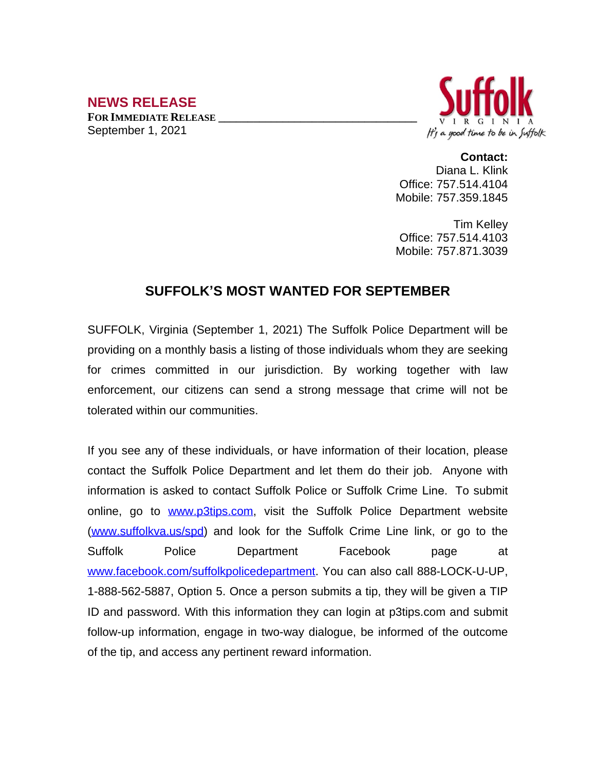# NEWS RELEASE

**FOR IMMEDIATE RELEASE**
September 1, 2021

Suffolk
VIRGINIA
It's a good time to be in Suffolk

**Contact:**
Diana L. Klink
Office: 757.514.4104
Mobile: 757.359.1845

Tim Kelley
Office: 757.514.4103
Mobile: 757.871.3039

## SUFFOLK'S MOST WANTED FOR SEPTEMBER

SUFFOLK, Virginia (September 1, 2021) The Suffolk Police Department will be providing on a monthly basis a listing of those individuals whom they are seeking for crimes committed in our jurisdiction. By working together with law enforcement, our citizens can send a strong message that crime will not be tolerated within our communities.

If you see any of these individuals, or have information of their location, please contact the Suffolk Police Department and let them do their job. Anyone with information is asked to contact Suffolk Police or Suffolk Crime Line. To submit online, go to [www.p3tips.com](http://www.p3tips.com), visit the Suffolk Police Department website ([www.suffolkva.us/spd](http://www.suffolkva.us/spd)) and look for the Suffolk Crime Line link, or go to the Suffolk Police Department Facebook page at [www.facebook.com/suffolkpolicedepartment](http://www.facebook.com/suffolkpolicedepartment). You can also call 888-LOCK-U-UP, 1-888-562-5887, Option 5. Once a person submits a tip, they will be given a TIP ID and password. With this information they can login at p3tips.com and submit follow-up information, engage in two-way dialogue, be informed of the outcome of the tip, and access any pertinent reward information.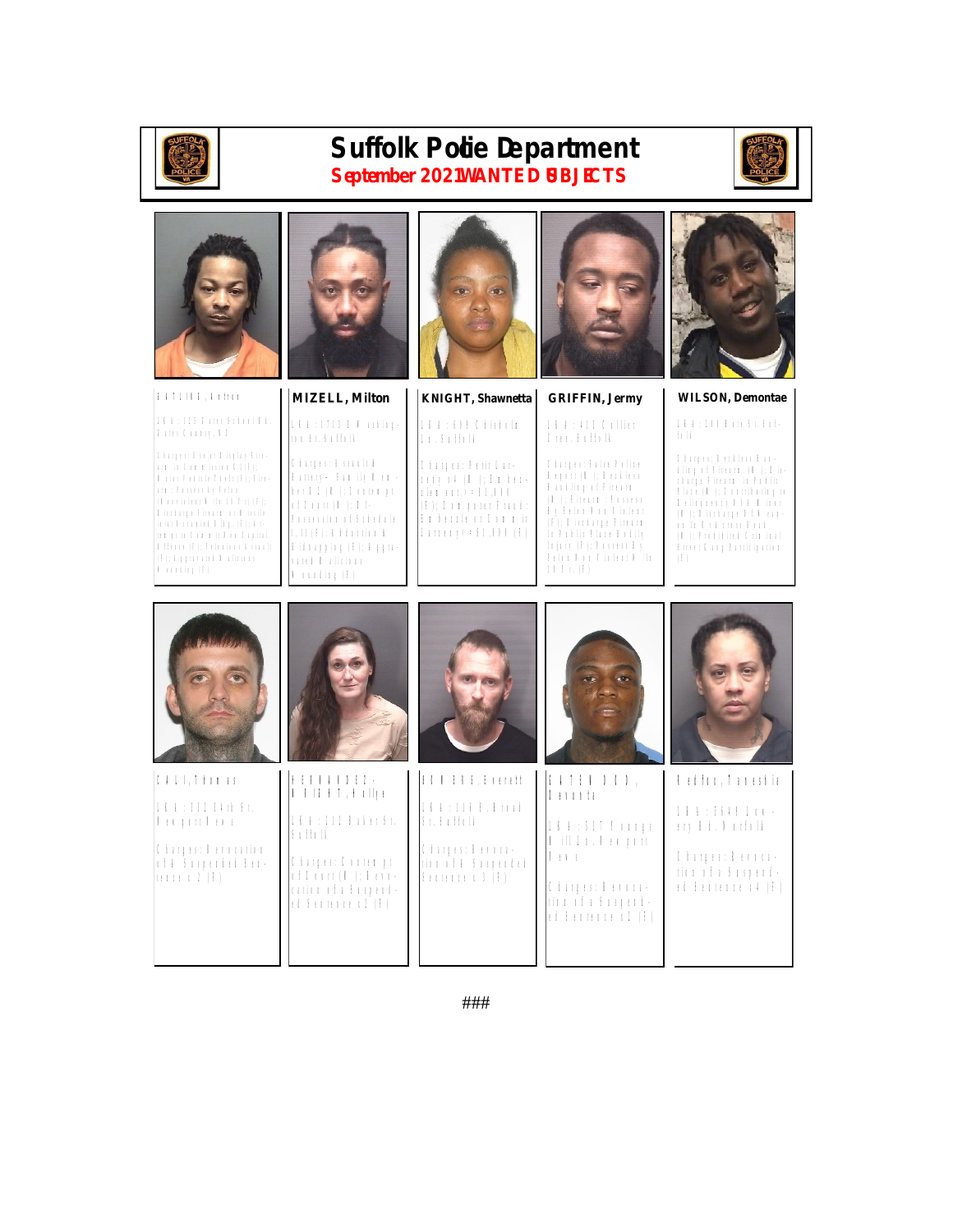# Suffolk Police Department

## September 2021 WANTED SUBJECTS

**MIZELL, Milton**

**KNIGHT, Shawnetta**

**GRIFFIN, Jermy**

**WILSON, Demontae**

###